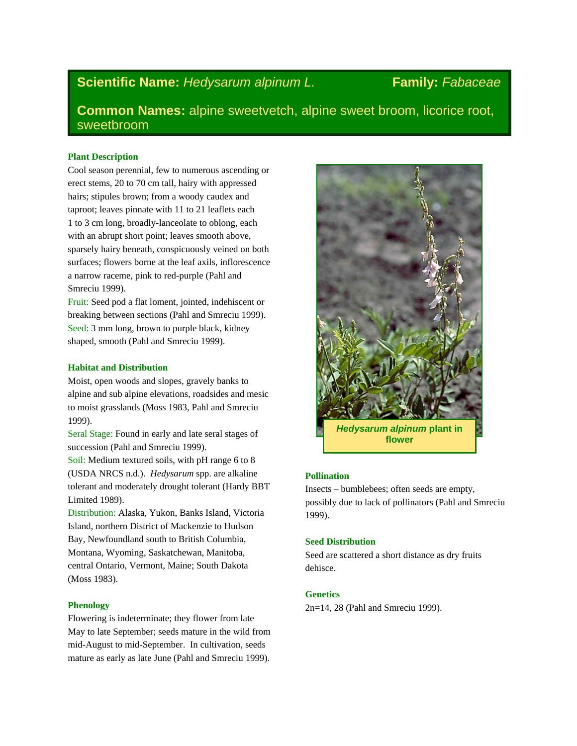**Scientific Name:** *Hedysarum alpinum L.* **Family:** *Fabaceae*

**Common Names:** alpine sweetvetch, alpine sweet broom, licorice root, sweetbroom

## Plant Description

Cool season perennial, few to numerous ascending or erect stems, 20 to 70 cm tall, hairy with appressed hairs; stipules brown; from a woody caudex and taproot; leaves pinnate with 11 to 21 leaflets each 1 to 3 cm long, broadly-lanceolate to oblong, each with an abrupt short point; leaves smooth above, sparsely hairy beneath, conspicuously veined on both surfaces; flowers borne at the leaf axils, inflorescence a narrow raceme, pink to red-purple (Pahl and Smreciu 1999).

Fruit: Seed pod a flat loment, jointed, indehiscent or breaking between sections (Pahl and Smreciu 1999).

Seed: 3 mm long, brown to purple black, kidney shaped, smooth (Pahl and Smreciu 1999).

## Habitat and Distribution

Moist, open woods and slopes, gravely banks to alpine and sub alpine elevations, roadsides and mesic to moist grasslands (Moss 1983, Pahl and Smreciu 1999).

Seral Stage: Found in early and late seral stages of succession (Pahl and Smreciu 1999).

Soil: Medium textured soils, with pH range 6 to 8 (USDA NRCS n.d.). *Hedysarum* spp. are alkaline tolerant and moderately drought tolerant (Hardy BBT Limited 1989).

Distribution: Alaska, Yukon, Banks Island, Victoria Island, northern District of Mackenzie to Hudson Bay, Newfoundland south to British Columbia, Montana, Wyoming, Saskatchewan, Manitoba, central Ontario, Vermont, Maine; South Dakota (Moss 1983).

## Phenology

Flowering is indeterminate; they flower from late May to late September; seeds mature in the wild from mid-August to mid-September. In cultivation, seeds mature as early as late June (Pahl and Smreciu 1999).

***Hedysarum alpinum*** **plant in flower**

## Pollination

Insects – bumblebees; often seeds are empty, possibly due to lack of pollinators (Pahl and Smreciu 1999).

## Seed Distribution

Seed are scattered a short distance as dry fruits dehisce.

## Genetics

2n=14, 28 (Pahl and Smreciu 1999).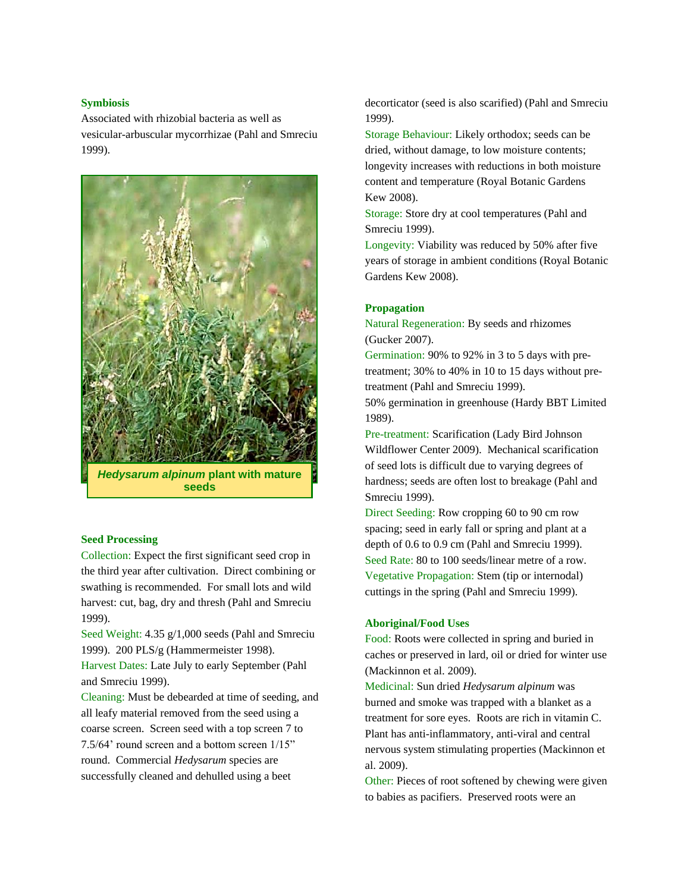### Symbiosis

Associated with rhizobial bacteria as well as vesicular-arbuscular mycorrhizae (Pahl and Smreciu 1999).

***Hedysarum alpinum* plant with mature seeds**

### Seed Processing

Collection: Expect the first significant seed crop in the third year after cultivation. Direct combining or swathing is recommended. For small lots and wild harvest: cut, bag, dry and thresh (Pahl and Smreciu 1999).

Seed Weight: 4.35 g/1,000 seeds (Pahl and Smreciu 1999). 200 PLS/g (Hammermeister 1998).

Harvest Dates: Late July to early September (Pahl and Smreciu 1999).

Cleaning: Must be debearded at time of seeding, and all leafy material removed from the seed using a coarse screen. Screen seed with a top screen 7 to 7.5/64' round screen and a bottom screen 1/15" round. Commercial *Hedysarum* species are successfully cleaned and dehulled using a beet decorticator (seed is also scarified) (Pahl and Smreciu 1999).

Storage Behaviour: Likely orthodox; seeds can be dried, without damage, to low moisture contents; longevity increases with reductions in both moisture content and temperature (Royal Botanic Gardens Kew 2008).

Storage: Store dry at cool temperatures (Pahl and Smreciu 1999).

Longevity: Viability was reduced by 50% after five years of storage in ambient conditions (Royal Botanic Gardens Kew 2008).

### Propagation

Natural Regeneration: By seeds and rhizomes (Gucker 2007).

Germination: 90% to 92% in 3 to 5 days with pre-treatment; 30% to 40% in 10 to 15 days without pre-treatment (Pahl and Smreciu 1999).

50% germination in greenhouse (Hardy BBT Limited 1989).

Pre-treatment: Scarification (Lady Bird Johnson Wildflower Center 2009). Mechanical scarification of seed lots is difficult due to varying degrees of hardness; seeds are often lost to breakage (Pahl and Smreciu 1999).

Direct Seeding: Row cropping 60 to 90 cm row spacing; seed in early fall or spring and plant at a depth of 0.6 to 0.9 cm (Pahl and Smreciu 1999).

Seed Rate: 80 to 100 seeds/linear metre of a row.

Vegetative Propagation: Stem (tip or internodal) cuttings in the spring (Pahl and Smreciu 1999).

### Aboriginal/Food Uses

Food: Roots were collected in spring and buried in caches or preserved in lard, oil or dried for winter use (Mackinnon et al. 2009).

Medicinal: Sun dried *Hedysarum alpinum* was burned and smoke was trapped with a blanket as a treatment for sore eyes. Roots are rich in vitamin C. Plant has anti-inflammatory, anti-viral and central nervous system stimulating properties (Mackinnon et al. 2009).

Other: Pieces of root softened by chewing were given to babies as pacifiers. Preserved roots were an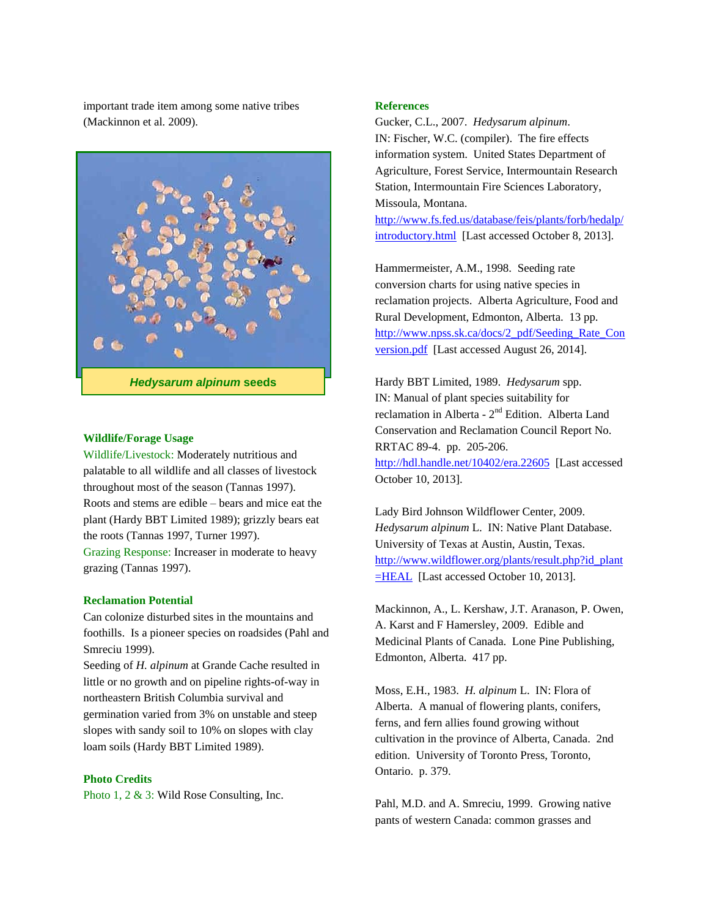important trade item among some native tribes (Mackinnon et al. 2009).

***Hedysarum alpinum* seeds**

### Wildlife/Forage Usage

Wildlife/Livestock: Moderately nutritious and palatable to all wildlife and all classes of livestock throughout most of the season (Tannas 1997). Roots and stems are edible – bears and mice eat the plant (Hardy BBT Limited 1989); grizzly bears eat the roots (Tannas 1997, Turner 1997).

Grazing Response: Increaser in moderate to heavy grazing (Tannas 1997).

### Reclamation Potential

Can colonize disturbed sites in the mountains and foothills. Is a pioneer species on roadsides (Pahl and Smreciu 1999).

Seeding of *H. alpinum* at Grande Cache resulted in little or no growth and on pipeline rights-of-way in northeastern British Columbia survival and germination varied from 3% on unstable and steep slopes with sandy soil to 10% on slopes with clay loam soils (Hardy BBT Limited 1989).

### Photo Credits

Photo 1, 2 & 3: Wild Rose Consulting, Inc.

### References

Gucker, C.L., 2007. *Hedysarum alpinum*. IN: Fischer, W.C. (compiler). The fire effects information system. United States Department of Agriculture, Forest Service, Intermountain Research Station, Intermountain Fire Sciences Laboratory, Missoula, Montana. http://www.fs.fed.us/database/feis/plants/forb/hedalp/introductory.html [Last accessed October 8, 2013].

Hammermeister, A.M., 1998. Seeding rate conversion charts for using native species in reclamation projects. Alberta Agriculture, Food and Rural Development, Edmonton, Alberta. 13 pp. http://www.npss.sk.ca/docs/2_pdf/Seeding_Rate_Conversion.pdf [Last accessed August 26, 2014].

Hardy BBT Limited, 1989. *Hedysarum* spp. IN: Manual of plant species suitability for reclamation in Alberta - 2nd Edition. Alberta Land Conservation and Reclamation Council Report No. RRTAC 89-4. pp. 205-206. http://hdl.handle.net/10402/era.22605 [Last accessed October 10, 2013].

Lady Bird Johnson Wildflower Center, 2009. *Hedysarum alpinum* L. IN: Native Plant Database. University of Texas at Austin, Austin, Texas. http://www.wildflower.org/plants/result.php?id_plant=HEAL [Last accessed October 10, 2013].

Mackinnon, A., L. Kershaw, J.T. Aranason, P. Owen, A. Karst and F Hamersley, 2009. Edible and Medicinal Plants of Canada. Lone Pine Publishing, Edmonton, Alberta. 417 pp.

Moss, E.H., 1983. *H. alpinum* L. IN: Flora of Alberta. A manual of flowering plants, conifers, ferns, and fern allies found growing without cultivation in the province of Alberta, Canada. 2nd edition. University of Toronto Press, Toronto, Ontario. p. 379.

Pahl, M.D. and A. Smreciu, 1999. Growing native pants of western Canada: common grasses and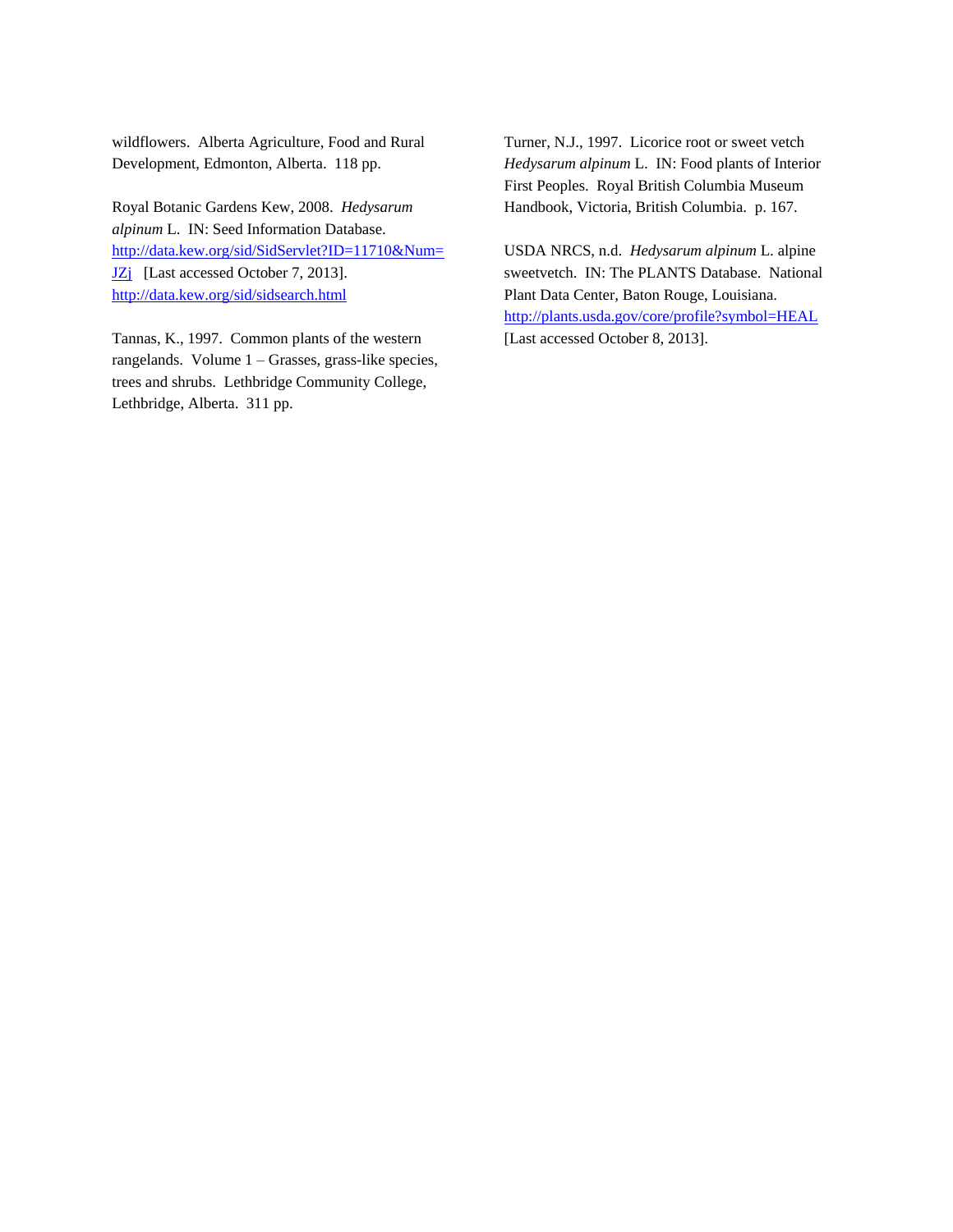wildflowers. Alberta Agriculture, Food and Rural Development, Edmonton, Alberta. 118 pp.

Royal Botanic Gardens Kew, 2008. *Hedysarum alpinum* L. IN: Seed Information Database. http://data.kew.org/sid/SidServlet?ID=11710&Num=JZj [Last accessed October 7, 2013]. http://data.kew.org/sid/sidsearch.html

Tannas, K., 1997. Common plants of the western rangelands. Volume 1 – Grasses, grass-like species, trees and shrubs. Lethbridge Community College, Lethbridge, Alberta. 311 pp.

Turner, N.J., 1997. Licorice root or sweet vetch *Hedysarum alpinum* L. IN: Food plants of Interior First Peoples. Royal British Columbia Museum Handbook, Victoria, British Columbia. p. 167.

USDA NRCS, n.d. *Hedysarum alpinum* L. alpine sweetvetch. IN: The PLANTS Database. National Plant Data Center, Baton Rouge, Louisiana. http://plants.usda.gov/core/profile?symbol=HEAL [Last accessed October 8, 2013].